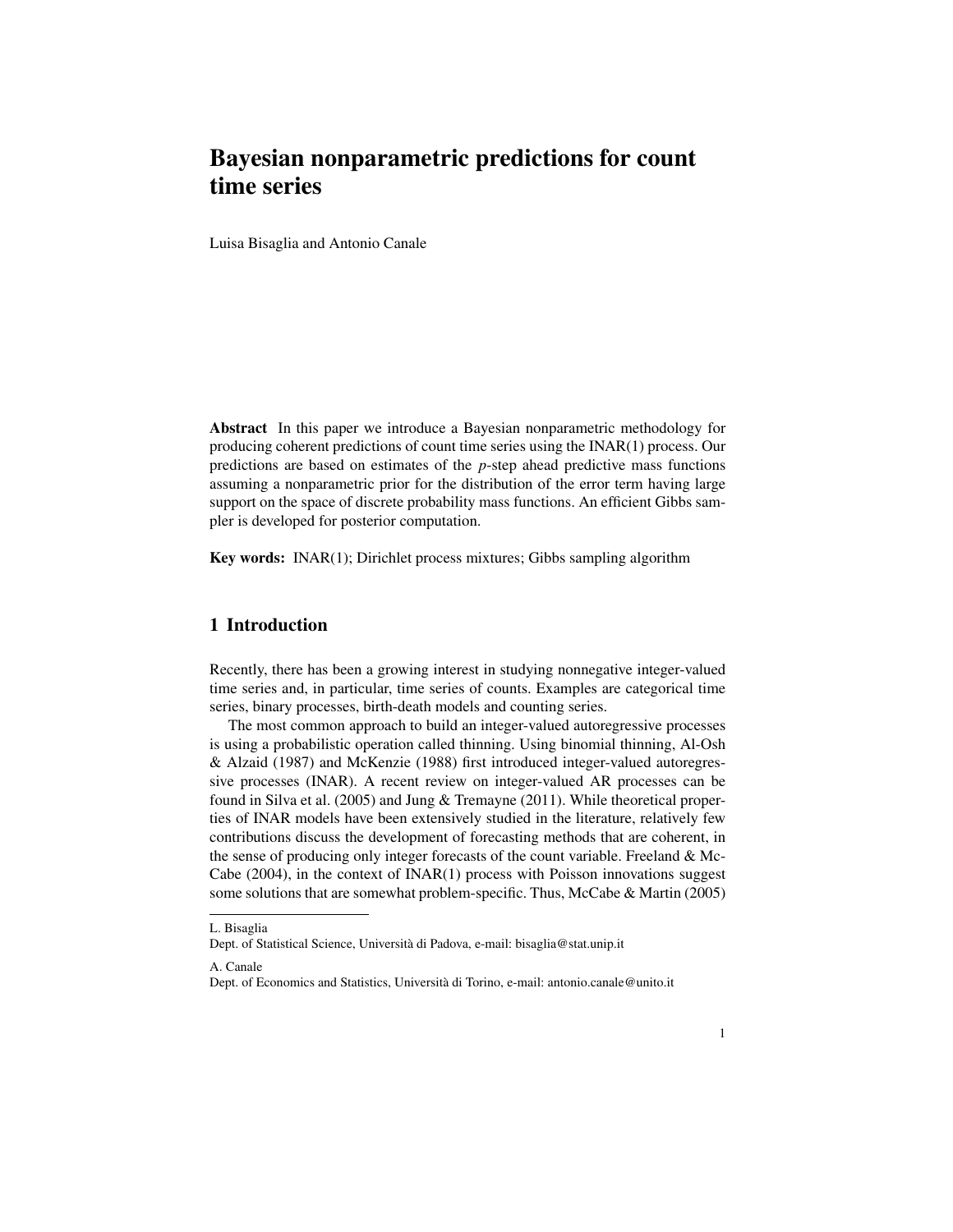# Bayesian nonparametric predictions for count time series

Luisa Bisaglia and Antonio Canale

**Abstract** In this paper we introduce a Bayesian nonparametric methodology for producing coherent predictions of count time series using the INAR(1) process. Our predictions are based on estimates of the $p$-step ahead predictive mass functions assuming a nonparametric prior for the distribution of the error term having large support on the space of discrete probability mass functions. An efficient Gibbs sampler is developed for posterior computation.

**Key words:** INAR(1); Dirichlet process mixtures; Gibbs sampling algorithm

## 1 Introduction

Recently, there has been a growing interest in studying nonnegative integer-valued time series and, in particular, time series of counts. Examples are categorical time series, binary processes, birth-death models and counting series.

The most common approach to build an integer-valued autoregressive processes is using a probabilistic operation called thinning. Using binomial thinning, Al-Osh & Alzaid (1987) and McKenzie (1988) first introduced integer-valued autoregressive processes (INAR). A recent review on integer-valued AR processes can be found in Silva et al. (2005) and Jung & Tremayne (2011). While theoretical properties of INAR models have been extensively studied in the literature, relatively few contributions discuss the development of forecasting methods that are coherent, in the sense of producing only integer forecasts of the count variable. Freeland & McCabe (2004), in the context of INAR(1) process with Poisson innovations suggest some solutions that are somewhat problem-specific. Thus, McCabe & Martin (2005)

---

L. Bisaglia
Dept. of Statistical Science, Università di Padova, e-mail: bisaglia@stat.unip.it

A. Canale
Dept. of Economics and Statistics, Università di Torino, e-mail: antonio.canale@unito.it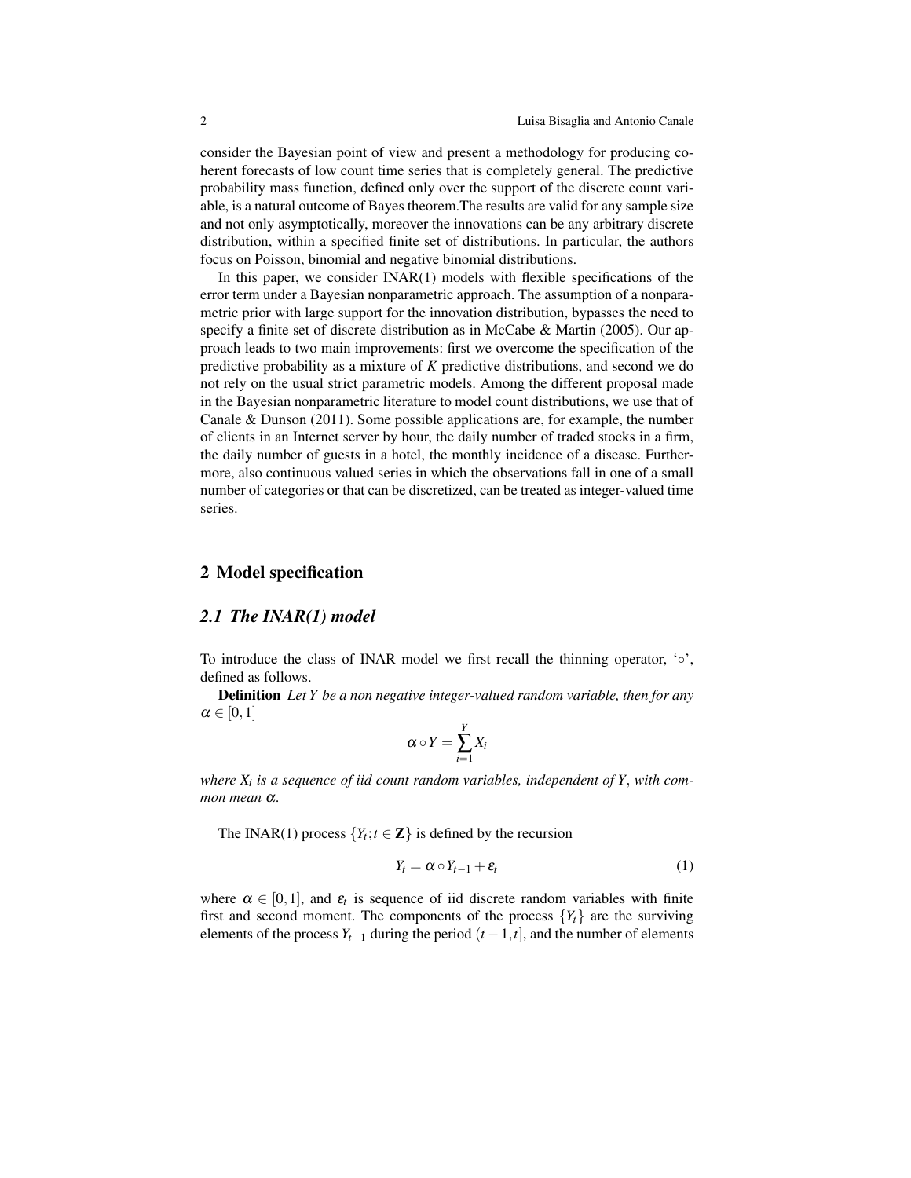consider the Bayesian point of view and present a methodology for producing coherent forecasts of low count time series that is completely general. The predictive probability mass function, defined only over the support of the discrete count variable, is a natural outcome of Bayes theorem.The results are valid for any sample size and not only asymptotically, moreover the innovations can be any arbitrary discrete distribution, within a specified finite set of distributions. In particular, the authors focus on Poisson, binomial and negative binomial distributions.

In this paper, we consider INAR(1) models with flexible specifications of the error term under a Bayesian nonparametric approach. The assumption of a nonparametric prior with large support for the innovation distribution, bypasses the need to specify a finite set of discrete distribution as in McCabe & Martin (2005). Our approach leads to two main improvements: first we overcome the specification of the predictive probability as a mixture of $K$ predictive distributions, and second we do not rely on the usual strict parametric models. Among the different proposal made in the Bayesian nonparametric literature to model count distributions, we use that of Canale & Dunson (2011). Some possible applications are, for example, the number of clients in an Internet server by hour, the daily number of traded stocks in a firm, the daily number of guests in a hotel, the monthly incidence of a disease. Furthermore, also continuous valued series in which the observations fall in one of a small number of categories or that can be discretized, can be treated as integer-valued time series.

## 2 Model specification

### 2.1 The INAR(1) model

To introduce the class of INAR model we first recall the thinning operator, '$\circ$', defined as follows.

**Definition** *Let $Y$ be a non negative integer-valued random variable, then for any $\alpha \in [0,1]$*

$$\alpha \circ Y = \sum_{i=1}^{Y} X_i$$

*where $X_i$ is a sequence of iid count random variables, independent of $Y$, with common mean $\alpha$.*

The INAR(1) process $\{Y_t; t \in \mathbf{Z}\}$ is defined by the recursion

$$Y_t = \alpha \circ Y_{t-1} + \varepsilon_t \tag{1}$$

where $\alpha \in [0,1]$, and $\varepsilon_t$ is sequence of iid discrete random variables with finite first and second moment. The components of the process $\{Y_t\}$ are the surviving elements of the process $Y_{t-1}$ during the period $(t-1,t]$, and the number of elements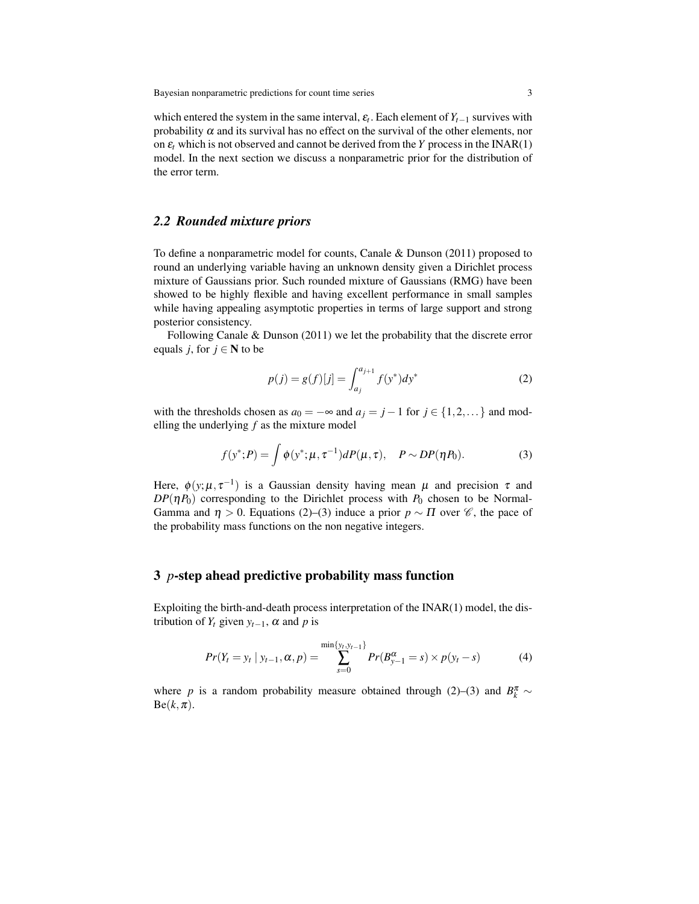which entered the system in the same interval, $\varepsilon_t$. Each element of $Y_{t-1}$ survives with probability $\alpha$ and its survival has no effect on the survival of the other elements, nor on $\varepsilon_t$ which is not observed and cannot be derived from the $Y$ process in the INAR(1) model. In the next section we discuss a nonparametric prior for the distribution of the error term.

### 2.2 Rounded mixture priors

To define a nonparametric model for counts, Canale & Dunson (2011) proposed to round an underlying variable having an unknown density given a Dirichlet process mixture of Gaussians prior. Such rounded mixture of Gaussians (RMG) have been showed to be highly flexible and having excellent performance in small samples while having appealing asymptotic properties in terms of large support and strong posterior consistency.

Following Canale & Dunson (2011) we let the probability that the discrete error equals $j$, for $j \in \mathbf{N}$ to be

$$p(j) = g(f)[j] = \int_{a_j}^{a_{j+1}} f(y^*) dy^* \tag{2}$$

with the thresholds chosen as $a_0 = -\infty$ and $a_j = j-1$ for $j \in \{1, 2, \dots\}$ and modelling the underlying $f$ as the mixture model

$$f(y^*; P) = \int \phi(y^*; \mu, \tau^{-1}) dP(\mu, \tau), \quad P \sim DP(\eta P_0). \tag{3}$$

Here, $\phi(y; \mu, \tau^{-1})$ is a Gaussian density having mean $\mu$ and precision $\tau$ and $DP(\eta P_0)$ corresponding to the Dirichlet process with $P_0$ chosen to be Normal-Gamma and $\eta > 0$. Equations (2)–(3) induce a prior $p \sim \Pi$ over $\mathscr{C}$, the pace of the probability mass functions on the non negative integers.

## 3 $p$-step ahead predictive probability mass function

Exploiting the birth-and-death process interpretation of the INAR(1) model, the distribution of $Y_t$ given $y_{t-1}$, $\alpha$ and $p$ is

$$Pr(Y_t = y_t \mid y_{t-1}, \alpha, p) = \sum_{s=0}^{\min\{y_t, y_{t-1}\}} Pr(B_{y-1}^{\alpha} = s) \times p(y_t - s) \tag{4}$$

where $p$ is a random probability measure obtained through (2)–(3) and $B_k^{\pi} \sim \text{Be}(k, \pi)$.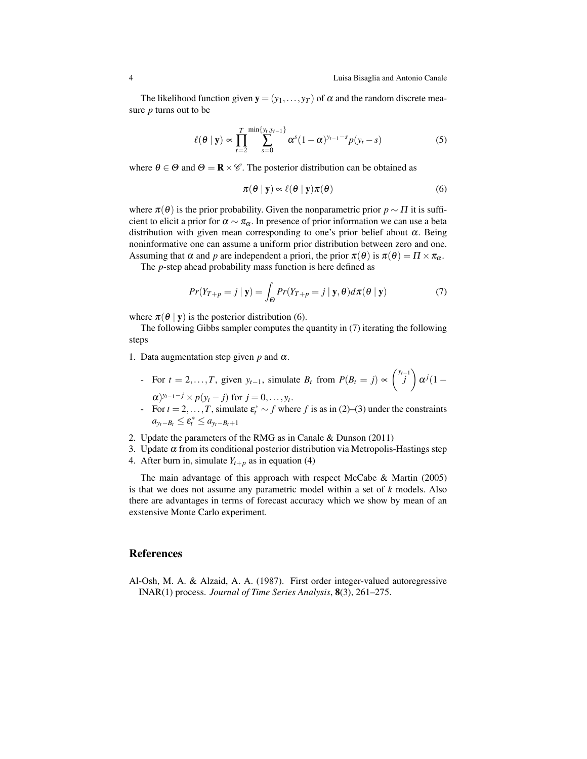The likelihood function given $\mathbf{y} = (y_1, \ldots, y_T)$ of $\alpha$ and the random discrete measure $p$ turns out to be

$$\ell(\theta \mid \mathbf{y}) \propto \prod_{t=2}^{T} \sum_{s=0}^{\min\{y_t, y_{t-1}\}} \alpha^s (1-\alpha)^{y_{t-1}-s} p(y_t - s) \tag{5}$$

where $\theta \in \Theta$ and $\Theta = \mathbf{R} \times \mathscr{C}$. The posterior distribution can be obtained as

$$\pi(\theta \mid \mathbf{y}) \propto \ell(\theta \mid \mathbf{y}) \pi(\theta) \tag{6}$$

where $\pi(\theta)$ is the prior probability. Given the nonparametric prior $p \sim \Pi$ it is sufficient to elicit a prior for $\alpha \sim \pi_\alpha$. In presence of prior information we can use a beta distribution with given mean corresponding to one's prior belief about $\alpha$. Being noninformative one can assume a uniform prior distribution between zero and one. Assuming that $\alpha$ and $p$ are independent a priori, the prior $\pi(\theta)$ is $\pi(\theta) = \Pi \times \pi_\alpha$.

The $p$-step ahead probability mass function is here defined as

$$Pr(Y_{T+p} = j \mid \mathbf{y}) = \int_{\Theta} Pr(Y_{T+p} = j \mid \mathbf{y}, \theta) d\pi(\theta \mid \mathbf{y}) \tag{7}$$

where $\pi(\theta \mid \mathbf{y})$ is the posterior distribution (6).

The following Gibbs sampler computes the quantity in (7) iterating the following steps

1. Data augmentation step given $p$ and $\alpha$.
   - For $t = 2, \ldots, T$, given $y_{t-1}$, simulate $B_t$ from $P(B_t = j) \propto \binom{y_{t-1}}{j} \alpha^j (1-\alpha)^{y_{t-1}-j} \times p(y_t - j)$ for $j = 0, \ldots, y_t$.
   - For $t = 2, \ldots, T$, simulate $\varepsilon_t^* \sim f$ where $f$ is as in (2)–(3) under the constraints $a_{y_t - B_t} \leq \varepsilon_t^* \leq a_{y_t - B_t + 1}$
2. Update the parameters of the RMG as in Canale & Dunson (2011)
3. Update $\alpha$ from its conditional posterior distribution via Metropolis-Hastings step
4. After burn in, simulate $Y_{t+p}$ as in equation (4)

The main advantage of this approach with respect McCabe & Martin (2005) is that we does not assume any parametric model within a set of $k$ models. Also there are advantages in terms of forecast accuracy which we show by mean of an exstensive Monte Carlo experiment.

## References

Al-Osh, M. A. & Alzaid, A. A. (1987). First order integer-valued autoregressive INAR(1) process. *Journal of Time Series Analysis*, **8**(3), 261–275.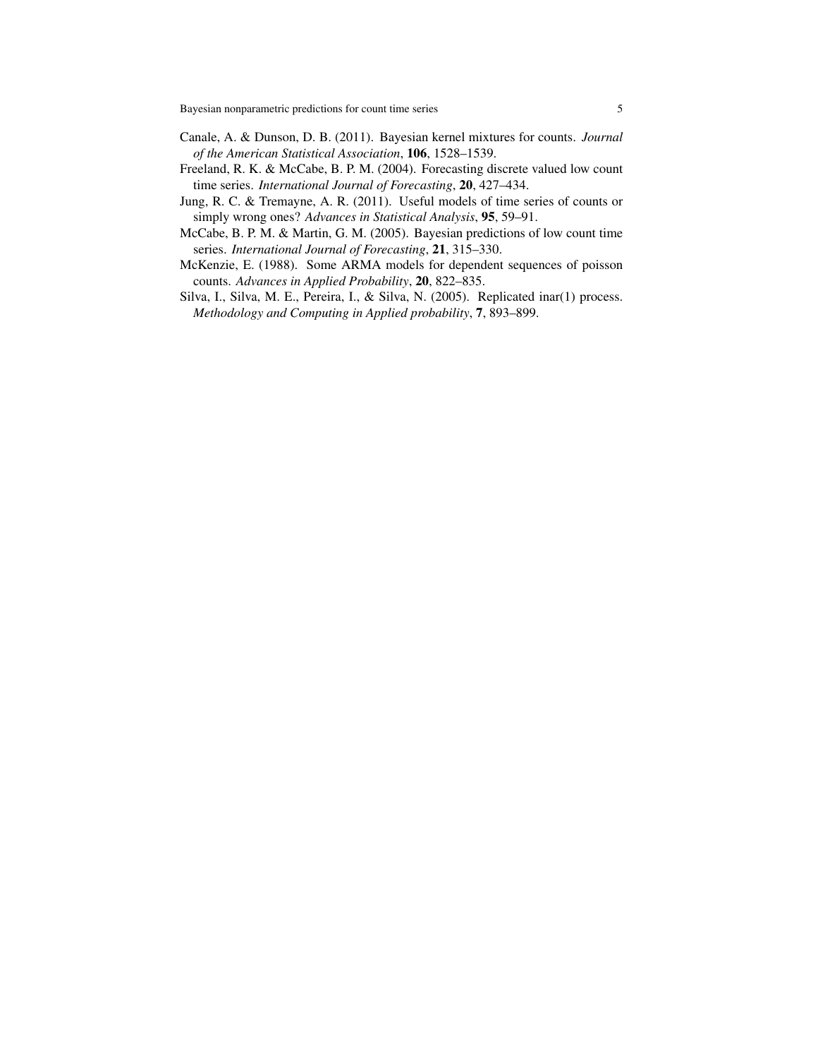Canale, A. & Dunson, D. B. (2011). Bayesian kernel mixtures for counts. *Journal of the American Statistical Association*, **106**, 1528–1539.

Freeland, R. K. & McCabe, B. P. M. (2004). Forecasting discrete valued low count time series. *International Journal of Forecasting*, **20**, 427–434.

Jung, R. C. & Tremayne, A. R. (2011). Useful models of time series of counts or simply wrong ones? *Advances in Statistical Analysis*, **95**, 59–91.

McCabe, B. P. M. & Martin, G. M. (2005). Bayesian predictions of low count time series. *International Journal of Forecasting*, **21**, 315–330.

McKenzie, E. (1988). Some ARMA models for dependent sequences of poisson counts. *Advances in Applied Probability*, **20**, 822–835.

Silva, I., Silva, M. E., Pereira, I., & Silva, N. (2005). Replicated inar(1) process. *Methodology and Computing in Applied probability*, **7**, 893–899.